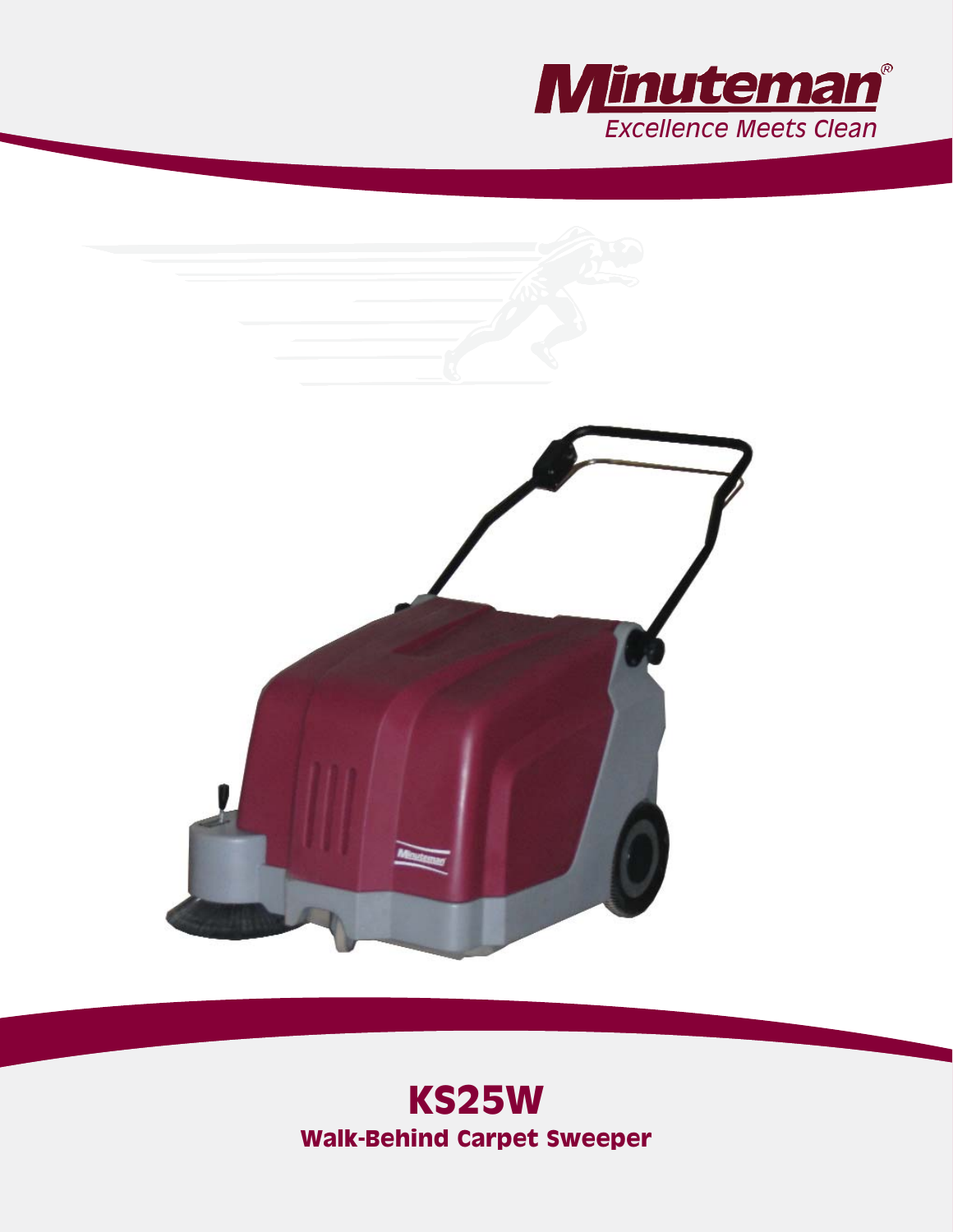Minuteman®

*Excellence Meets Clean*

# KS25W

## Walk-Behind Carpet Sweeper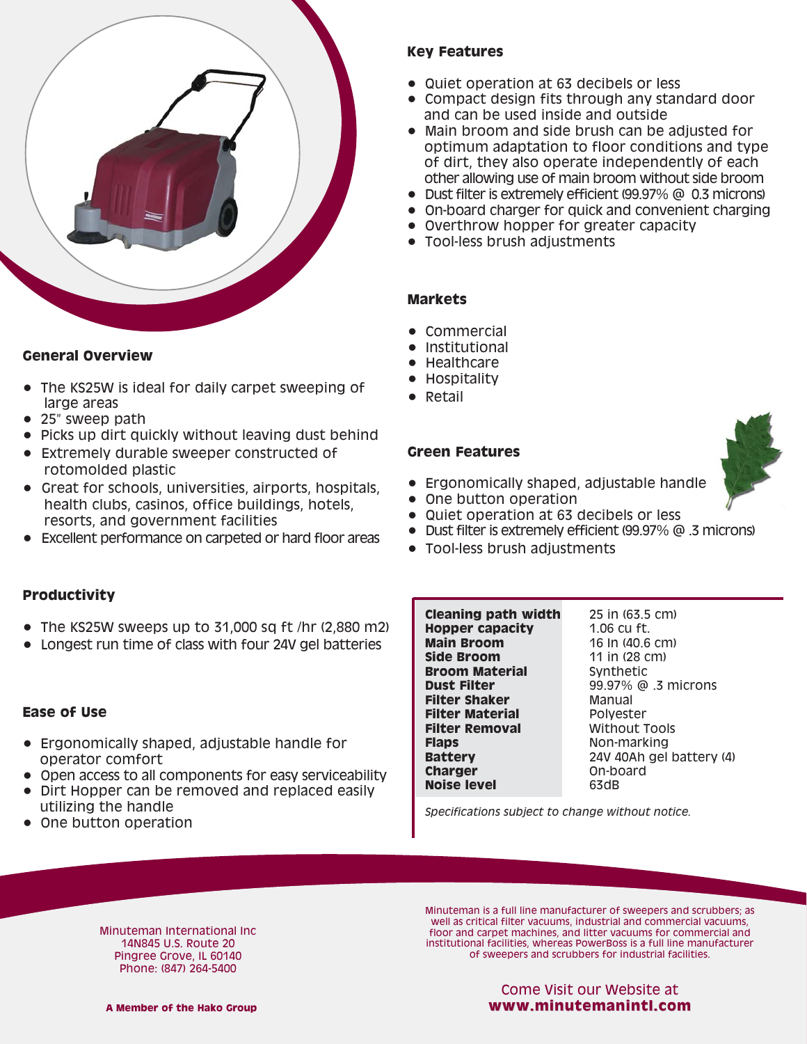## General Overview

- The KS25W is ideal for daily carpet sweeping of large areas
- 25" sweep path
- Picks up dirt quickly without leaving dust behind
- Extremely durable sweeper constructed of rotomolded plastic
- Great for schools, universities, airports, hospitals, health clubs, casinos, office buildings, hotels, resorts, and government facilities
- Excellent performance on carpeted or hard floor areas

## Productivity

- The KS25W sweeps up to 31,000 sq ft /hr (2,880 m2)
- Longest run time of class with four 24V gel batteries

## Ease of Use

- Ergonomically shaped, adjustable handle for operator comfort
- Open access to all components for easy serviceability
- Dirt Hopper can be removed and replaced easily utilizing the handle
- One button operation

## Key Features

- Quiet operation at 63 decibels or less
- Compact design fits through any standard door and can be used inside and outside
- Main broom and side brush can be adjusted for optimum adaptation to floor conditions and type of dirt, they also operate independently of each other allowing use of main broom without side broom
- Dust filter is extremely efficient (99.97% @ 0.3 microns)
- On-board charger for quick and convenient charging
- Overthrow hopper for greater capacity
- Tool-less brush adjustments

## Markets

- Commercial
- Institutional
- Healthcare
- Hospitality
- Retail

## Green Features

- Ergonomically shaped, adjustable handle
- One button operation
- Quiet operation at 63 decibels or less
- Dust filter is extremely efficient (99.97% @ .3 microns)
- Tool-less brush adjustments

| | |
|---|---|
| **Cleaning path width** | 25 in (63.5 cm) |
| **Hopper capacity** | 1.06 cu ft. |
| **Main Broom** | 16 In (40.6 cm) |
| **Side Broom** | 11 in (28 cm) |
| **Broom Material** | Synthetic |
| **Dust Filter** | 99.97% @ .3 microns |
| **Filter Shaker** | Manual |
| **Filter Material** | Polyester |
| **Filter Removal** | Without Tools |
| **Flaps** | Non-marking |
| **Battery** | 24V 40Ah gel battery (4) |
| **Charger** | On-board |
| **Noise level** | 63dB |

*Specifications subject to change without notice.*

Minuteman International Inc
14N845 U.S. Route 20
Pingree Grove, IL 60140
Phone: (847) 264-5400

**A Member of the Hako Group**

Minuteman is a full line manufacturer of sweepers and scrubbers; as well as critical filter vacuums, industrial and commercial vacuums, floor and carpet machines, and litter vacuums for commercial and institutional facilities, whereas PowerBoss is a full line manufacturer of sweepers and scrubbers for industrial facilities.

Come Visit our Website at
**www.minutemanintl.com**